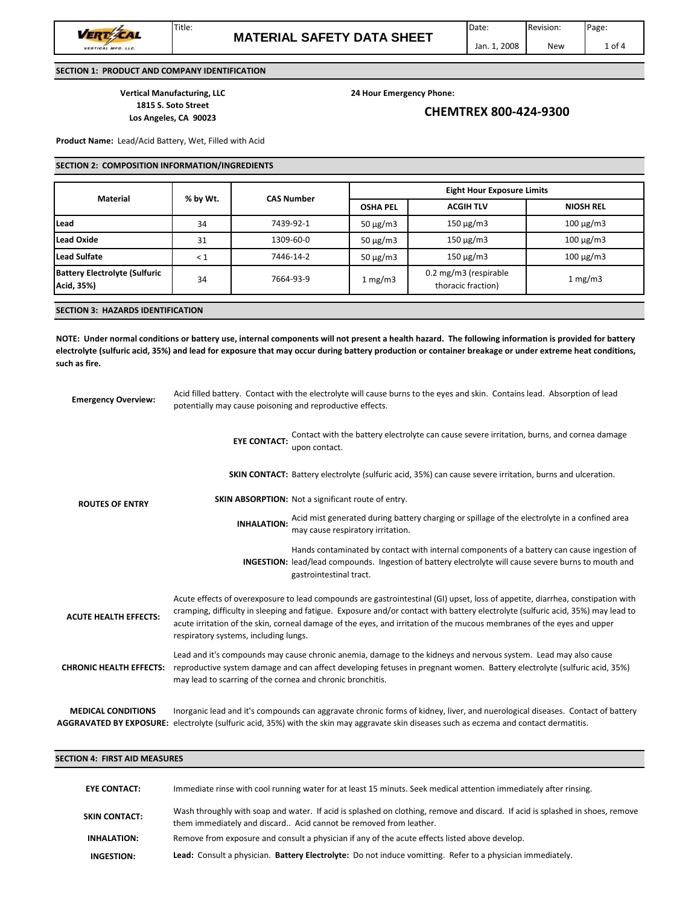# MATERIAL SAFETY DATA SHEET

| Title: | Date: | Revision: |
|---|---|---|
| MATERIAL SAFETY DATA SHEET | Jan. 1, 2008 | New |

## SECTION 1: PRODUCT AND COMPANY IDENTIFICATION

**Vertical Manufacturing, LLC**
**1815 S. Soto Street**
**Los Angeles, CA 90023**

**24 Hour Emergency Phone:**

**CHEMTREX 800-424-9300**

**Product Name:** Lead/Acid Battery, Wet, Filled with Acid

## SECTION 2: COMPOSITION INFORMATION/INGREDIENTS

| Material | % by Wt. | CAS Number | Eight Hour Exposure Limits | | |
|---|---|---|---|---|---|
| | | | OSHA PEL | ACGIH TLV | NIOSH REL |
| **Lead** | 34 | 7439-92-1 | 50 μg/m3 | 150 μg/m3 | 100 μg/m3 |
| **Lead Oxide** | 31 | 1309-60-0 | 50 μg/m3 | 150 μg/m3 | 100 μg/m3 |
| **Lead Sulfate** | < 1 | 7446-14-2 | 50 μg/m3 | 150 μg/m3 | 100 μg/m3 |
| **Battery Electrolyte (Sulfuric Acid, 35%)** | 34 | 7664-93-9 | 1 mg/m3 | 0.2 mg/m3 (respirable thoracic fraction) | 1 mg/m3 |

## SECTION 3: HAZARDS IDENTIFICATION

**NOTE: Under normal conditions or battery use, internal components will not present a health hazard. The following information is provided for battery electrolyte (sulfuric acid, 35%) and lead for exposure that may occur during battery production or container breakage or under extreme heat conditions, such as fire.**

**Emergency Overview:** Acid filled battery. Contact with the electrolyte will cause burns to the eyes and skin. Contains lead. Absorption of lead potentially may cause poisoning and reproductive effects.

**ROUTES OF ENTRY**

- **EYE CONTACT:** Contact with the battery electrolyte can cause severe irritation, burns, and cornea damage upon contact.
- **SKIN CONTACT:** Battery electrolyte (sulfuric acid, 35%) can cause severe irritation, burns and ulceration.
- **SKIN ABSORPTION:** Not a significant route of entry.
- **INHALATION:** Acid mist generated during battery charging or spillage of the electrolyte in a confined area may cause respiratory irritation.
- **INGESTION:** Hands contaminated by contact with internal components of a battery can cause ingestion of lead/lead compounds. Ingestion of battery electrolyte will cause severe burns to mouth and gastrointestinal tract.

**ACUTE HEALTH EFFECTS:** Acute effects of overexposure to lead compounds are gastrointestinal (GI) upset, loss of appetite, diarrhea, constipation with cramping, difficulty in sleeping and fatigue. Exposure and/or contact with battery electrolyte (sulfuric acid, 35%) may lead to acute irritation of the skin, corneal damage of the eyes, and irritation of the mucous membranes of the eyes and upper respiratory systems, including lungs.

**CHRONIC HEALTH EFFECTS:** Lead and it's compounds may cause chronic anemia, damage to the kidneys and nervous system. Lead may also cause reproductive system damage and can affect developing fetuses in pregnant women. Battery electrolyte (sulfuric acid, 35%) may lead to scarring of the cornea and chronic bronchitis.

**MEDICAL CONDITIONS AGGRAVATED BY EXPOSURE:** Inorganic lead and it's compounds can aggravate chronic forms of kidney, liver, and nuerological diseases. Contact of battery electrolyte (sulfuric acid, 35%) with the skin may aggravate skin diseases such as eczema and contact dermatitis.

## SECTION 4: FIRST AID MEASURES

**EYE CONTACT:** Immediate rinse with cool running water for at least 15 minuts. Seek medical attention immediately after rinsing.

**SKIN CONTACT:** Wash throughly with soap and water. If acid is splashed on clothing, remove and discard. If acid is splashed in shoes, remove them immediately and discard.. Acid cannot be removed from leather.

**INHALATION:** Remove from exposure and consult a physician if any of the acute effects listed above develop.

**INGESTION:** **Lead:** Consult a physician. **Battery Electrolyte:** Do not induce vomitting. Refer to a physician immediately.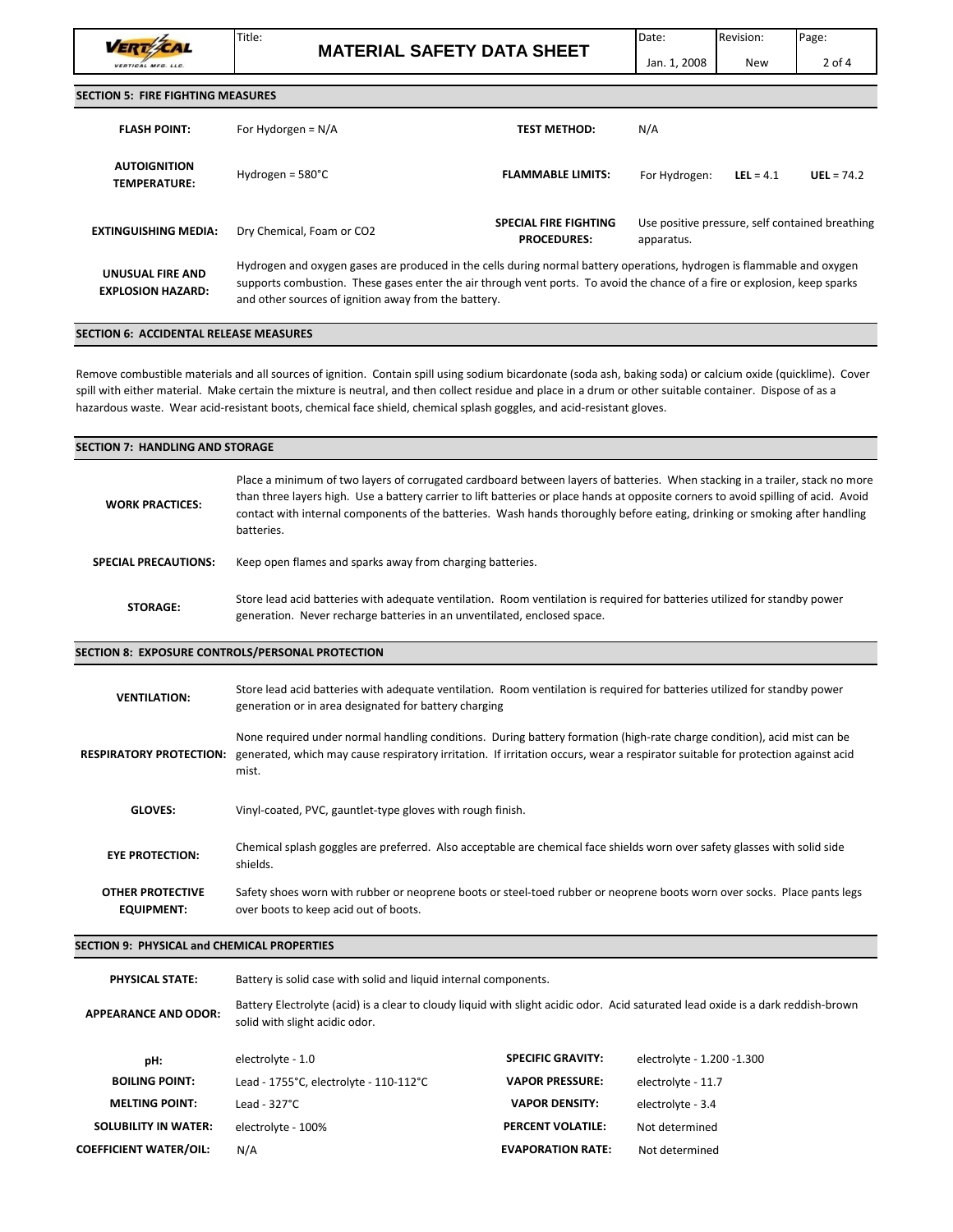## SECTION 5: FIRE FIGHTING MEASURES

| | | | |
|---|---|---|---|
| **FLASH POINT:** | For Hydorgen = N/A | **TEST METHOD:** | N/A |
| **AUTOIGNITION TEMPERATURE:** | Hydrogen = 580°C | **FLAMMABLE LIMITS:** | For Hydrogen: **LEL** = 4.1 **UEL** = 74.2 |
| **EXTINGUISHING MEDIA:** | Dry Chemical, Foam or CO2 | **SPECIAL FIRE FIGHTING PROCEDURES:** | Use positive pressure, self contained breathing apparatus. |

**UNUSUAL FIRE AND EXPLOSION HAZARD:** Hydrogen and oxygen gases are produced in the cells during normal battery operations, hydrogen is flammable and oxygen supports combustion. These gases enter the air through vent ports. To avoid the chance of a fire or explosion, keep sparks and other sources of ignition away from the battery.

## SECTION 6: ACCIDENTAL RELEASE MEASURES

Remove combustible materials and all sources of ignition. Contain spill using sodium bicardonate (soda ash, baking soda) or calcium oxide (quicklime). Cover spill with either material. Make certain the mixture is neutral, and then collect residue and place in a drum or other suitable container. Dispose of as a hazardous waste. Wear acid-resistant boots, chemical face shield, chemical splash goggles, and acid-resistant gloves.

## SECTION 7: HANDLING AND STORAGE

**WORK PRACTICES:** Place a minimum of two layers of corrugated cardboard between layers of batteries. When stacking in a trailer, stack no more than three layers high. Use a battery carrier to lift batteries or place hands at opposite corners to avoid spilling of acid. Avoid contact with internal components of the batteries. Wash hands thoroughly before eating, drinking or smoking after handling batteries.

**SPECIAL PRECAUTIONS:** Keep open flames and sparks away from charging batteries.

**STORAGE:** Store lead acid batteries with adequate ventilation. Room ventilation is required for batteries utilized for standby power generation. Never recharge batteries in an unventilated, enclosed space.

## SECTION 8: EXPOSURE CONTROLS/PERSONAL PROTECTION

**VENTILATION:** Store lead acid batteries with adequate ventilation. Room ventilation is required for batteries utilized for standby power generation or in area designated for battery charging

**RESPIRATORY PROTECTION:** None required under normal handling conditions. During battery formation (high-rate charge condition), acid mist can be generated, which may cause respiratory irritation. If irritation occurs, wear a respirator suitable for protection against acid mist.

**GLOVES:** Vinyl-coated, PVC, gauntlet-type gloves with rough finish.

**EYE PROTECTION:** Chemical splash goggles are preferred. Also acceptable are chemical face shields worn over safety glasses with solid side shields.

**OTHER PROTECTIVE EQUIPMENT:** Safety shoes worn with rubber or neoprene boots or steel-toed rubber or neoprene boots worn over socks. Place pants legs over boots to keep acid out of boots.

## SECTION 9: PHYSICAL and CHEMICAL PROPERTIES

**PHYSICAL STATE:** Battery is solid case with solid and liquid internal components.

**APPEARANCE AND ODOR:** Battery Electrolyte (acid) is a clear to cloudy liquid with slight acidic odor. Acid saturated lead oxide is a dark reddish-brown solid with slight acidic odor.

| | | | |
|---|---|---|---|
| **pH:** | electrolyte - 1.0 | **SPECIFIC GRAVITY:** | electrolyte - 1.200 -1.300 |
| **BOILING POINT:** | Lead - 1755°C, electrolyte - 110-112°C | **VAPOR PRESSURE:** | electrolyte - 11.7 |
| **MELTING POINT:** | Lead - 327°C | **VAPOR DENSITY:** | electrolyte - 3.4 |
| **SOLUBILITY IN WATER:** | electrolyte - 100% | **PERCENT VOLATILE:** | Not determined |
| **COEFFICIENT WATER/OIL:** | N/A | **EVAPORATION RATE:** | Not determined |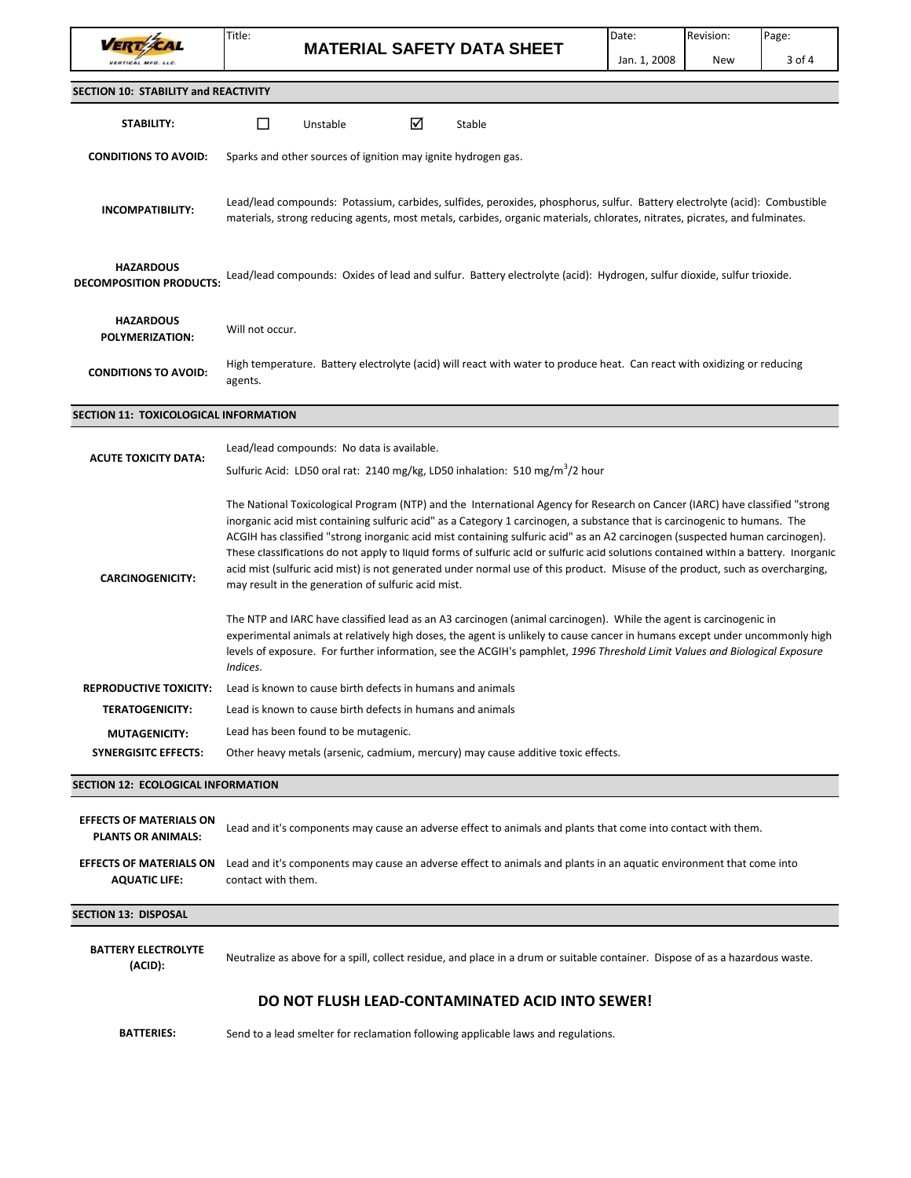## SECTION 10: STABILITY and REACTIVITY

**STABILITY:** ☐ Unstable ☑ Stable

**CONDITIONS TO AVOID:** Sparks and other sources of ignition may ignite hydrogen gas.

**INCOMPATIBILITY:** Lead/lead compounds: Potassium, carbides, sulfides, peroxides, phosphorus, sulfur. Battery electrolyte (acid): Combustible materials, strong reducing agents, most metals, carbides, organic materials, chlorates, nitrates, picrates, and fulminates.

**HAZARDOUS DECOMPOSITION PRODUCTS:** Lead/lead compounds: Oxides of lead and sulfur. Battery electrolyte (acid): Hydrogen, sulfur dioxide, sulfur trioxide.

**HAZARDOUS POLYMERIZATION:** Will not occur.

**CONDITIONS TO AVOID:** High temperature. Battery electrolyte (acid) will react with water to produce heat. Can react with oxidizing or reducing agents.

## SECTION 11: TOXICOLOGICAL INFORMATION

**ACUTE TOXICITY DATA:** Lead/lead compounds: No data is available.

Sulfuric Acid: LD50 oral rat: 2140 mg/kg, LD50 inhalation: 510 mg/m$^3$/2 hour

**CARCINOGENICITY:** The National Toxicological Program (NTP) and the International Agency for Research on Cancer (IARC) have classified "strong inorganic acid mist containing sulfuric acid" as a Category 1 carcinogen, a substance that is carcinogenic to humans. The ACGIH has classified "strong inorganic acid mist containing sulfuric acid" as an A2 carcinogen (suspected human carcinogen). These classifications do not apply to liquid forms of sulfuric acid or sulfuric acid solutions contained within a battery. Inorganic acid mist (sulfuric acid mist) is not generated under normal use of this product. Misuse of the product, such as overcharging, may result in the generation of sulfuric acid mist.

The NTP and IARC have classified lead as an A3 carcinogen (animal carcinogen). While the agent is carcinogenic in experimental animals at relatively high doses, the agent is unlikely to cause cancer in humans except under uncommonly high levels of exposure. For further information, see the ACGIH's pamphlet, *1996 Threshold Limit Values and Biological Exposure Indices.*

**REPRODUCTIVE TOXICITY:** Lead is known to cause birth defects in humans and animals

**TERATOGENICITY:** Lead is known to cause birth defects in humans and animals

**MUTAGENICITY:** Lead has been found to be mutagenic.

**SYNERGISITC EFFECTS:** Other heavy metals (arsenic, cadmium, mercury) may cause additive toxic effects.

## SECTION 12: ECOLOGICAL INFORMATION

**EFFECTS OF MATERIALS ON PLANTS OR ANIMALS:** Lead and it's components may cause an adverse effect to animals and plants that come into contact with them.

**EFFECTS OF MATERIALS ON AQUATIC LIFE:** Lead and it's components may cause an adverse effect to animals and plants in an aquatic environment that come into contact with them.

## SECTION 13: DISPOSAL

**BATTERY ELECTROLYTE (ACID):** Neutralize as above for a spill, collect residue, and place in a drum or suitable container. Dispose of as a hazardous waste.

**DO NOT FLUSH LEAD-CONTAMINATED ACID INTO SEWER!**

**BATTERIES:** Send to a lead smelter for reclamation following applicable laws and regulations.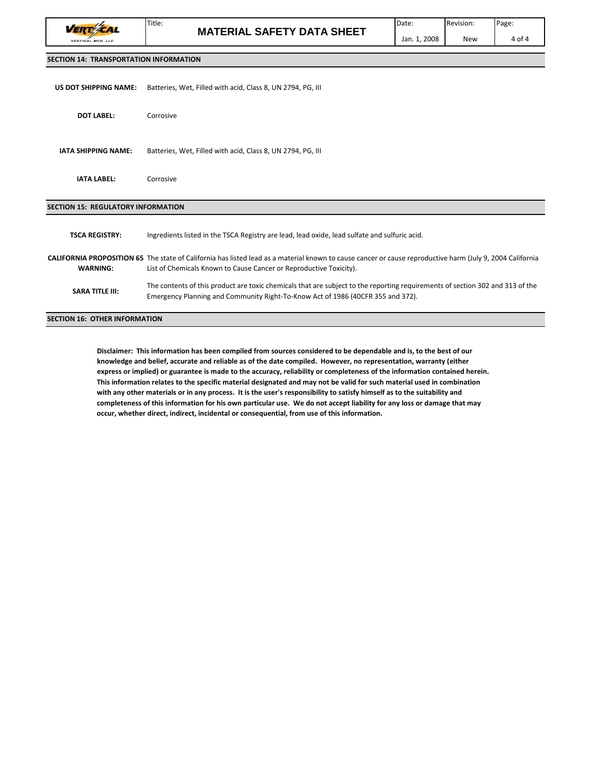## SECTION 14: TRANSPORTATION INFORMATION

**US DOT SHIPPING NAME:** Batteries, Wet, Filled with acid, Class 8, UN 2794, PG, III

**DOT LABEL:** Corrosive

**IATA SHIPPING NAME:** Batteries, Wet, Filled with acid, Class 8, UN 2794, PG, III

**IATA LABEL:** Corrosive

## SECTION 15: REGULATORY INFORMATION

**TSCA REGISTRY:** Ingredients listed in the TSCA Registry are lead, lead oxide, lead sulfate and sulfuric acid.

**CALIFORNIA PROPOSITION 65 WARNING:** The state of California has listed lead as a material known to cause cancer or cause reproductive harm (July 9, 2004 California List of Chemicals Known to Cause Cancer or Reproductive Toxicity).

**SARA TITLE III:** The contents of this product are toxic chemicals that are subject to the reporting requirements of section 302 and 313 of the Emergency Planning and Community Right-To-Know Act of 1986 (40CFR 355 and 372).

## SECTION 16: OTHER INFORMATION

**Disclaimer: This information has been compiled from sources considered to be dependable and is, to the best of our knowledge and belief, accurate and reliable as of the date compiled. However, no representation, warranty (either express or implied) or guarantee is made to the accuracy, reliability or completeness of the information contained herein. This information relates to the specific material designated and may not be valid for such material used in combination with any other materials or in any process. It is the user's responsibility to satisfy himself as to the suitability and completeness of this information for his own particular use. We do not accept liability for any loss or damage that may occur, whether direct, indirect, incidental or consequential, from use of this information.**